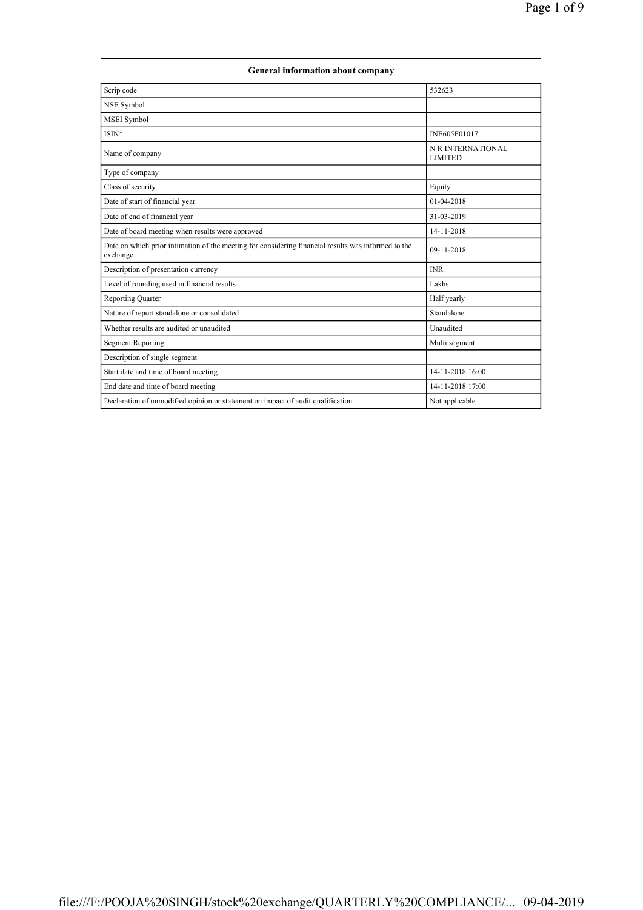| General information about company | |
|---|---|
| Scrip code | 532623 |
| NSE Symbol | |
| MSEI Symbol | |
| ISIN* | INE605F01017 |
| Name of company | N R INTERNATIONAL LIMITED |
| Type of company | |
| Class of security | Equity |
| Date of start of financial year | 01-04-2018 |
| Date of end of financial year | 31-03-2019 |
| Date of board meeting when results were approved | 14-11-2018 |
| Date on which prior intimation of the meeting for considering financial results was informed to the exchange | 09-11-2018 |
| Description of presentation currency | INR |
| Level of rounding used in financial results | Lakhs |
| Reporting Quarter | Half yearly |
| Nature of report standalone or consolidated | Standalone |
| Whether results are audited or unaudited | Unaudited |
| Segment Reporting | Multi segment |
| Description of single segment | |
| Start date and time of board meeting | 14-11-2018 16:00 |
| End date and time of board meeting | 14-11-2018 17:00 |
| Declaration of unmodified opinion or statement on impact of audit qualification | Not applicable |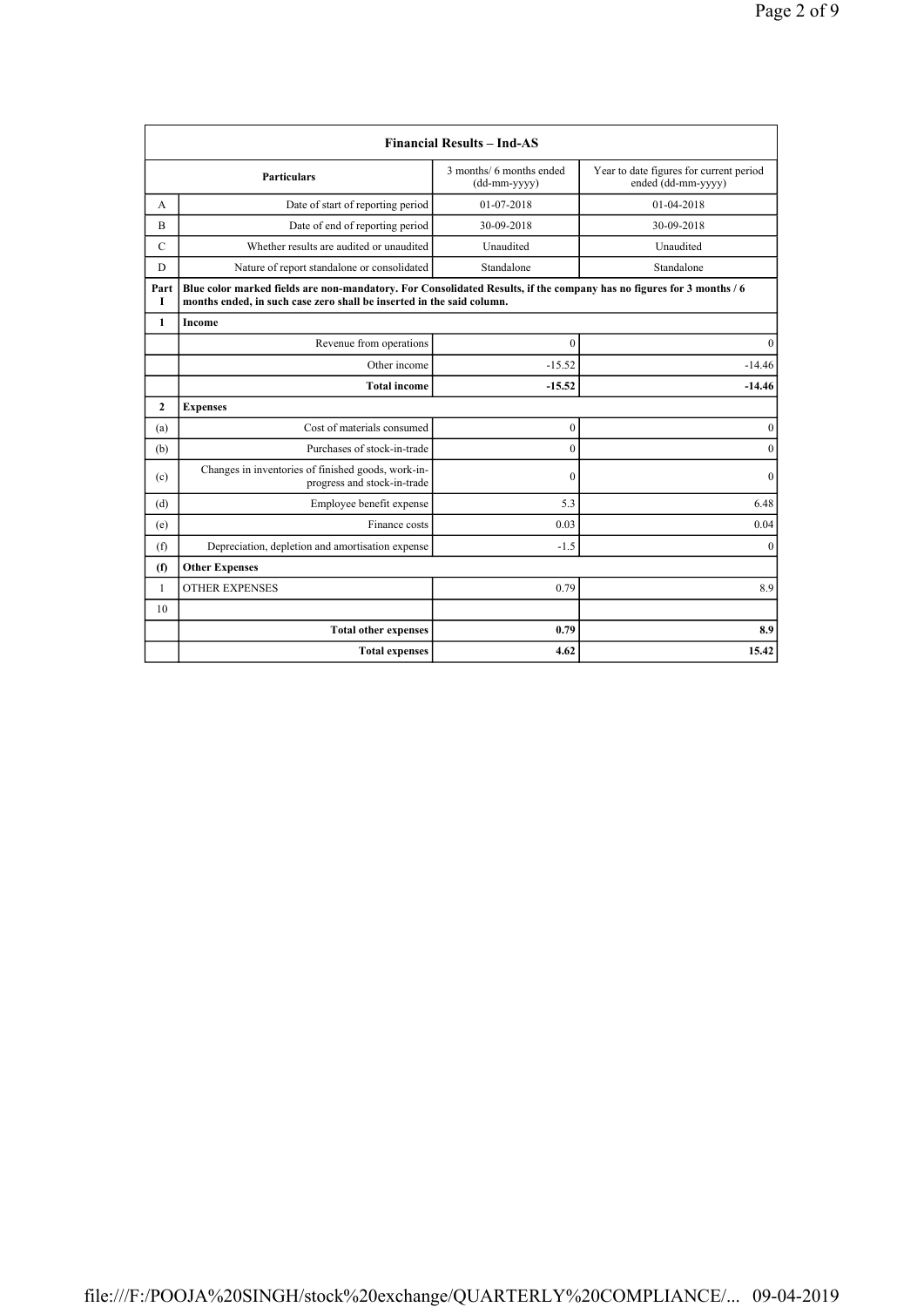| Financial Results – Ind-AS | | | |
|---|---|---|---|
| | Particulars | 3 months/ 6 months ended (dd-mm-yyyy) | Year to date figures for current period ended (dd-mm-yyyy) |
| A | Date of start of reporting period | 01-07-2018 | 01-04-2018 |
| B | Date of end of reporting period | 30-09-2018 | 30-09-2018 |
| C | Whether results are audited or unaudited | Unaudited | Unaudited |
| D | Nature of report standalone or consolidated | Standalone | Standalone |
| Part I | **Blue color marked fields are non-mandatory. For Consolidated Results, if the company has no figures for 3 months / 6 months ended, in such case zero shall be inserted in the said column.** | | |
| **1** | **Income** | | |
| | Revenue from operations | 0 | 0 |
| | Other income | -15.52 | -14.46 |
| | **Total income** | **-15.52** | **-14.46** |
| **2** | **Expenses** | | |
| (a) | Cost of materials consumed | 0 | 0 |
| (b) | Purchases of stock-in-trade | 0 | 0 |
| (c) | Changes in inventories of finished goods, work-in-progress and stock-in-trade | 0 | 0 |
| (d) | Employee benefit expense | 5.3 | 6.48 |
| (e) | Finance costs | 0.03 | 0.04 |
| (f) | Depreciation, depletion and amortisation expense | -1.5 | 0 |
| **(f)** | **Other Expenses** | | |
| 1 | OTHER EXPENSES | 0.79 | 8.9 |
| 10 | | | |
| | **Total other expenses** | **0.79** | **8.9** |
| | **Total expenses** | **4.62** | **15.42** |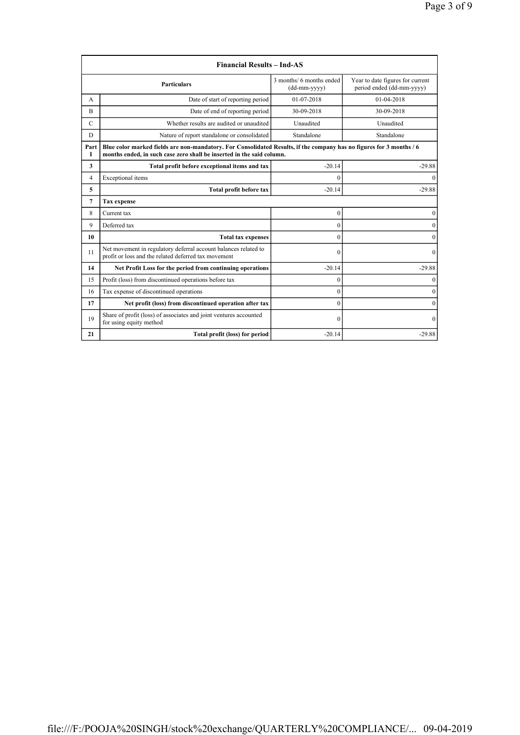| Financial Results – Ind-AS | | | |
|---|---|---|---|
| | **Particulars** | 3 months/ 6 months ended (dd-mm-yyyy) | Year to date figures for current period ended (dd-mm-yyyy) |
| A | Date of start of reporting period | 01-07-2018 | 01-04-2018 |
| B | Date of end of reporting period | 30-09-2018 | 30-09-2018 |
| C | Whether results are audited or unaudited | Unaudited | Unaudited |
| D | Nature of report standalone or consolidated | Standalone | Standalone |
| **Part I** | **Blue color marked fields are non-mandatory. For Consolidated Results, if the company has no figures for 3 months / 6 months ended, in such case zero shall be inserted in the said column.** | | |
| **3** | **Total profit before exceptional items and tax** | -20.14 | -29.88 |
| 4 | Exceptional items | 0 | 0 |
| **5** | **Total profit before tax** | -20.14 | -29.88 |
| **7** | **Tax expense** | | |
| 8 | Current tax | 0 | 0 |
| 9 | Deferred tax | 0 | 0 |
| **10** | **Total tax expenses** | 0 | 0 |
| 11 | Net movement in regulatory deferral account balances related to profit or loss and the related deferred tax movement | 0 | 0 |
| **14** | **Net Profit Loss for the period from continuing operations** | -20.14 | -29.88 |
| 15 | Profit (loss) from discontinued operations before tax | 0 | 0 |
| 16 | Tax expense of discontinued operations | 0 | 0 |
| **17** | **Net profit (loss) from discontinued operation after tax** | 0 | 0 |
| 19 | Share of profit (loss) of associates and joint ventures accounted for using equity method | 0 | 0 |
| **21** | **Total profit (loss) for period** | -20.14 | -29.88 |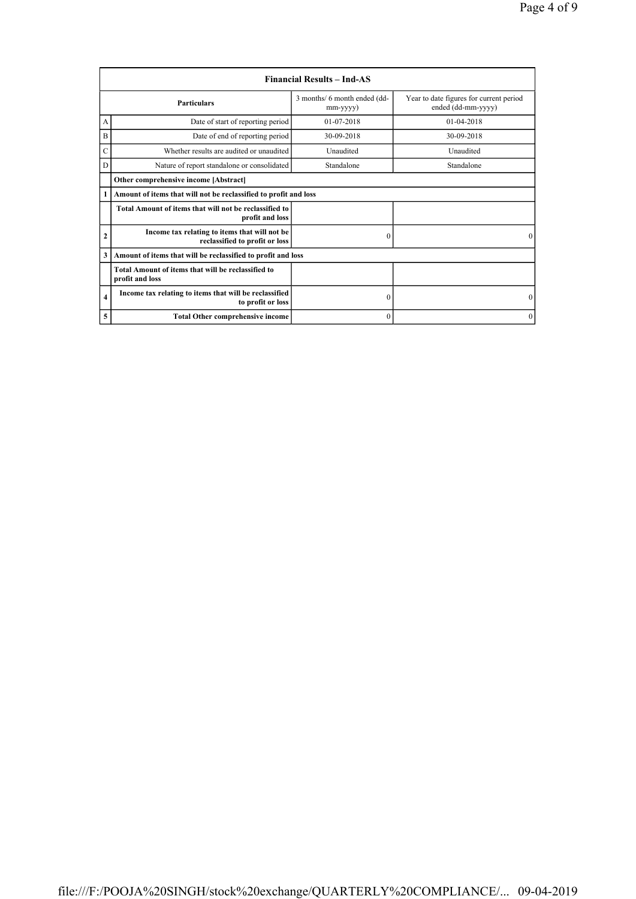| | Financial Results – Ind-AS | | |
|---|---|---|---|
| | **Particulars** | 3 months/ 6 month ended (dd-mm-yyyy) | Year to date figures for current period ended (dd-mm-yyyy) |
| A | Date of start of reporting period | 01-07-2018 | 01-04-2018 |
| B | Date of end of reporting period | 30-09-2018 | 30-09-2018 |
| C | Whether results are audited or unaudited | Unaudited | Unaudited |
| D | Nature of report standalone or consolidated | Standalone | Standalone |
| | **Other comprehensive income [Abstract]** | | |
| **1** | **Amount of items that will not be reclassified to profit and loss** | | |
| | **Total Amount of items that will not be reclassified to profit and loss** | | |
| **2** | **Income tax relating to items that will not be reclassified to profit or loss** | 0 | 0 |
| **3** | **Amount of items that will be reclassified to profit and loss** | | |
| | **Total Amount of items that will be reclassified to profit and loss** | | |
| **4** | **Income tax relating to items that will be reclassified to profit or loss** | 0 | 0 |
| **5** | **Total Other comprehensive income** | 0 | 0 |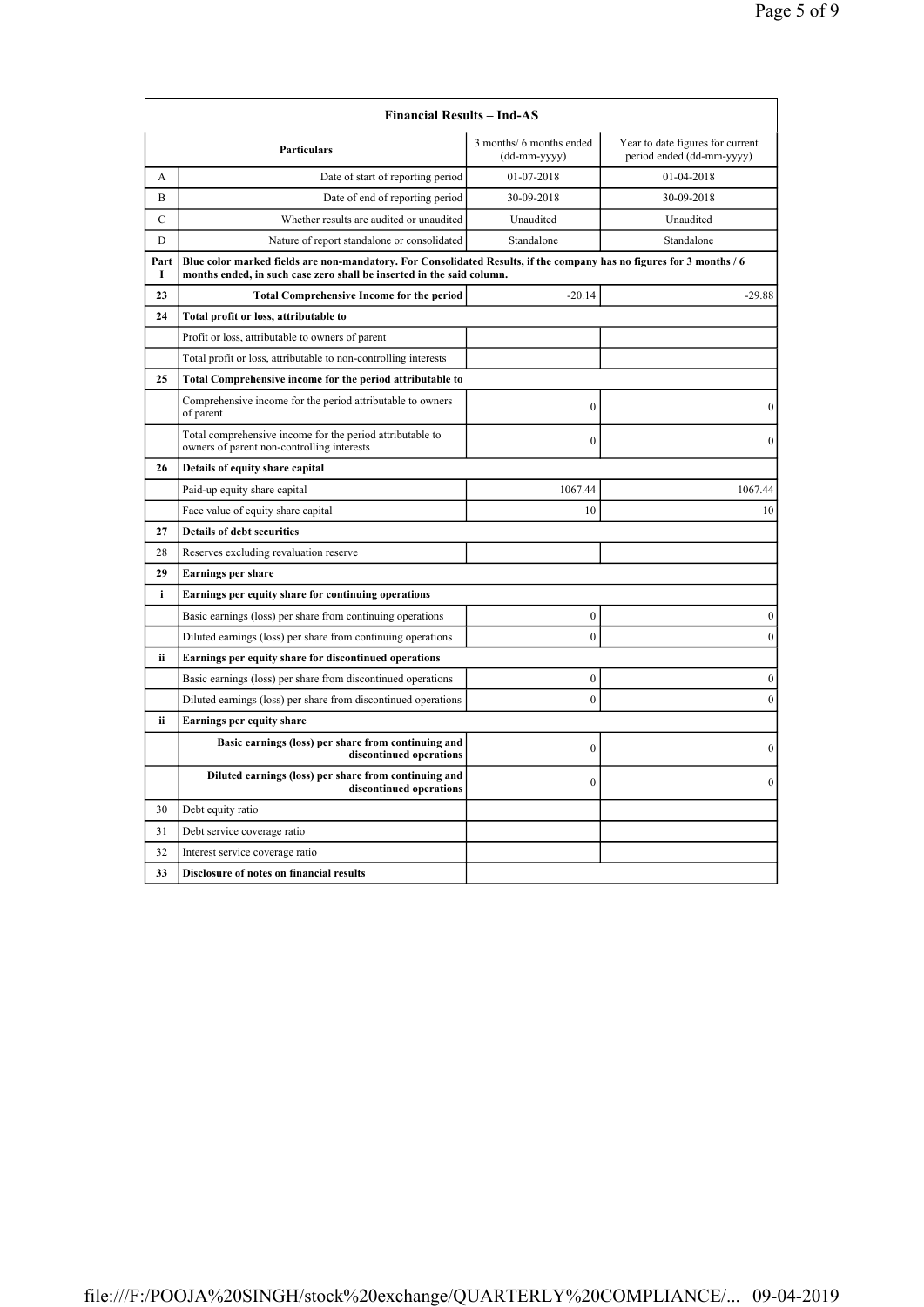| Financial Results – Ind-AS | | | |
|---|---|---|---|
| | **Particulars** | 3 months/ 6 months ended (dd-mm-yyyy) | Year to date figures for current period ended (dd-mm-yyyy) |
| A | Date of start of reporting period | 01-07-2018 | 01-04-2018 |
| B | Date of end of reporting period | 30-09-2018 | 30-09-2018 |
| C | Whether results are audited or unaudited | Unaudited | Unaudited |
| D | Nature of report standalone or consolidated | Standalone | Standalone |
| **Part I** | **Blue color marked fields are non-mandatory. For Consolidated Results, if the company has no figures for 3 months / 6 months ended, in such case zero shall be inserted in the said column.** | | |
| **23** | **Total Comprehensive Income for the period** | -20.14 | -29.88 |
| **24** | **Total profit or loss, attributable to** | | |
| | Profit or loss, attributable to owners of parent | | |
| | Total profit or loss, attributable to non-controlling interests | | |
| **25** | **Total Comprehensive income for the period attributable to** | | |
| | Comprehensive income for the period attributable to owners of parent | 0 | 0 |
| | Total comprehensive income for the period attributable to owners of parent non-controlling interests | 0 | 0 |
| **26** | **Details of equity share capital** | | |
| | Paid-up equity share capital | 1067.44 | 1067.44 |
| | Face value of equity share capital | 10 | 10 |
| **27** | **Details of debt securities** | | |
| 28 | Reserves excluding revaluation reserve | | |
| **29** | **Earnings per share** | | |
| **i** | **Earnings per equity share for continuing operations** | | |
| | Basic earnings (loss) per share from continuing operations | 0 | 0 |
| | Diluted earnings (loss) per share from continuing operations | 0 | 0 |
| **ii** | **Earnings per equity share for discontinued operations** | | |
| | Basic earnings (loss) per share from discontinued operations | 0 | 0 |
| | Diluted earnings (loss) per share from discontinued operations | 0 | 0 |
| **ii** | **Earnings per equity share** | | |
| | **Basic earnings (loss) per share from continuing and discontinued operations** | 0 | 0 |
| | **Diluted earnings (loss) per share from continuing and discontinued operations** | 0 | 0 |
| 30 | Debt equity ratio | | |
| 31 | Debt service coverage ratio | | |
| 32 | Interest service coverage ratio | | |
| **33** | **Disclosure of notes on financial results** | | |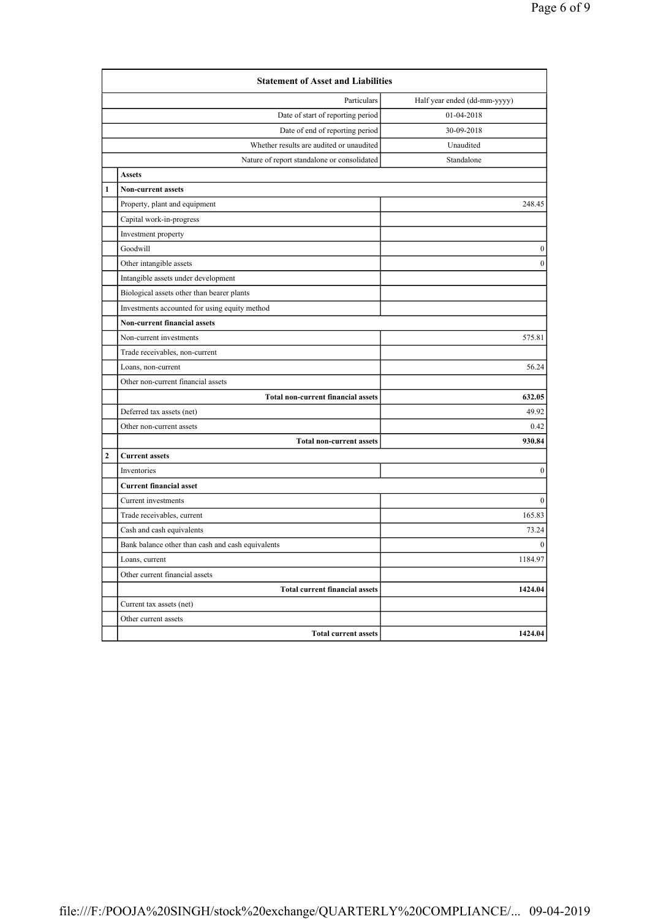| | Statement of Asset and Liabilities | |
|---|---|---|
| | Particulars | Half year ended (dd-mm-yyyy) |
| | Date of start of reporting period | 01-04-2018 |
| | Date of end of reporting period | 30-09-2018 |
| | Whether results are audited or unaudited | Unaudited |
| | Nature of report standalone or consolidated | Standalone |
| | **Assets** | |
| **1** | **Non-current assets** | |
| | Property, plant and equipment | 248.45 |
| | Capital work-in-progress | |
| | Investment property | |
| | Goodwill | 0 |
| | Other intangible assets | 0 |
| | Intangible assets under development | |
| | Biological assets other than bearer plants | |
| | Investments accounted for using equity method | |
| | **Non-current financial assets** | |
| | Non-current investments | 575.81 |
| | Trade receivables, non-current | |
| | Loans, non-current | 56.24 |
| | Other non-current financial assets | |
| | **Total non-current financial assets** | **632.05** |
| | Deferred tax assets (net) | 49.92 |
| | Other non-current assets | 0.42 |
| | **Total non-current assets** | **930.84** |
| **2** | **Current assets** | |
| | Inventories | 0 |
| | **Current financial asset** | |
| | Current investments | 0 |
| | Trade receivables, current | 165.83 |
| | Cash and cash equivalents | 73.24 |
| | Bank balance other than cash and cash equivalents | 0 |
| | Loans, current | 1184.97 |
| | Other current financial assets | |
| | **Total current financial assets** | **1424.04** |
| | Current tax assets (net) | |
| | Other current assets | |
| | **Total current assets** | **1424.04** |

file:///F:/POOJA%20SINGH/stock%20exchange/QUARTERLY%20COMPLIANCE/... 09-04-2019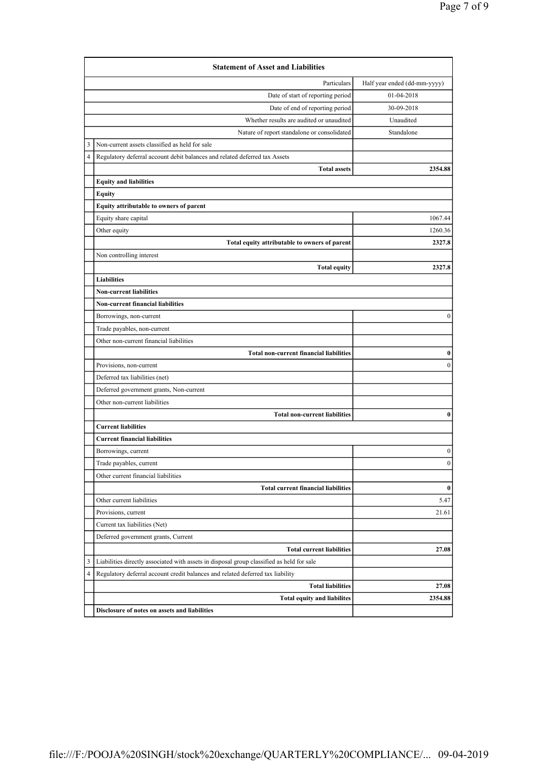## Statement of Asset and Liabilities

| | Particulars | Half year ended (dd-mm-yyyy) |
|---|---|---|
| | Date of start of reporting period | 01-04-2018 |
| | Date of end of reporting period | 30-09-2018 |
| | Whether results are audited or unaudited | Unaudited |
| | Nature of report standalone or consolidated | Standalone |
| 3 | Non-current assets classified as held for sale | |
| 4 | Regulatory deferral account debit balances and related deferred tax Assets | |
| | **Total assets** | **2354.88** |
| | **Equity and liabilities** | |
| | **Equity** | |
| | **Equity attributable to owners of parent** | |
| | Equity share capital | 1067.44 |
| | Other equity | 1260.36 |
| | **Total equity attributable to owners of parent** | **2327.8** |
| | Non controlling interest | |
| | **Total equity** | **2327.8** |
| | **Liabilities** | |
| | **Non-current liabilities** | |
| | **Non-current financial liabilities** | |
| | Borrowings, non-current | 0 |
| | Trade payables, non-current | |
| | Other non-current financial liabilities | |
| | **Total non-current financial liabilities** | **0** |
| | Provisions, non-current | 0 |
| | Deferred tax liabilities (net) | |
| | Deferred government grants, Non-current | |
| | Other non-current liabilities | |
| | **Total non-current liabilities** | **0** |
| | **Current liabilities** | |
| | **Current financial liabilities** | |
| | Borrowings, current | 0 |
| | Trade payables, current | 0 |
| | Other current financial liabilities | |
| | **Total current financial liabilities** | **0** |
| | Other current liabilities | 5.47 |
| | Provisions, current | 21.61 |
| | Current tax liabilities (Net) | |
| | Deferred government grants, Current | |
| | **Total current liabilities** | **27.08** |
| 3 | Liabilities directly associated with assets in disposal group classified as held for sale | |
| 4 | Regulatory deferral account credit balances and related deferred tax liability | |
| | **Total liabilities** | **27.08** |
| | **Total equity and liabilites** | **2354.88** |
| | **Disclosure of notes on assets and liabilities** | |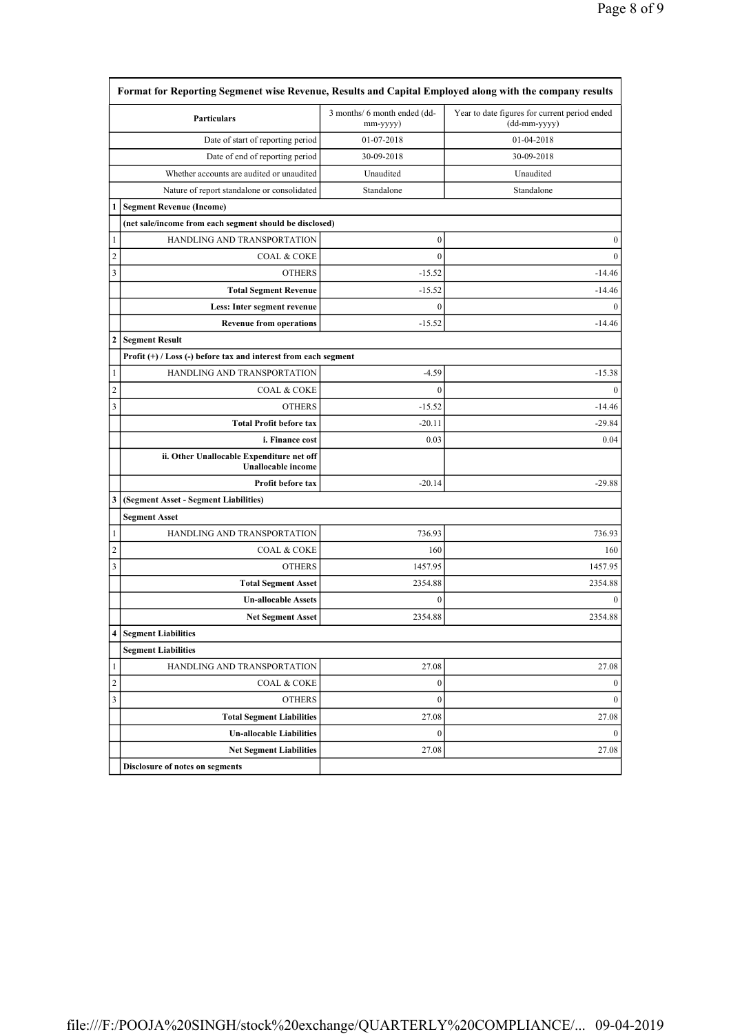| | Format for Reporting Segmenet wise Revenue, Results and Capital Employed along with the company results | | |
|---|---|---|---|
| | **Particulars** | 3 months/ 6 month ended (dd-mm-yyyy) | Year to date figures for current period ended (dd-mm-yyyy) |
| | Date of start of reporting period | 01-07-2018 | 01-04-2018 |
| | Date of end of reporting period | 30-09-2018 | 30-09-2018 |
| | Whether accounts are audited or unaudited | Unaudited | Unaudited |
| | Nature of report standalone or consolidated | Standalone | Standalone |
| **1** | **Segment Revenue (Income)** | | |
| | **(net sale/income from each segment should be disclosed)** | | |
| 1 | HANDLING AND TRANSPORTATION | 0 | 0 |
| 2 | COAL & COKE | 0 | 0 |
| 3 | OTHERS | -15.52 | -14.46 |
| | **Total Segment Revenue** | -15.52 | -14.46 |
| | **Less: Inter segment revenue** | 0 | 0 |
| | **Revenue from operations** | -15.52 | -14.46 |
| **2** | **Segment Result** | | |
| | **Profit (+) / Loss (-) before tax and interest from each segment** | | |
| 1 | HANDLING AND TRANSPORTATION | -4.59 | -15.38 |
| 2 | COAL & COKE | 0 | 0 |
| 3 | OTHERS | -15.52 | -14.46 |
| | **Total Profit before tax** | -20.11 | -29.84 |
| | **i. Finance cost** | 0.03 | 0.04 |
| | **ii. Other Unallocable Expenditure net off Unallocable income** | | |
| | **Profit before tax** | -20.14 | -29.88 |
| **3** | **(Segment Asset - Segment Liabilities)** | | |
| | **Segment Asset** | | |
| 1 | HANDLING AND TRANSPORTATION | 736.93 | 736.93 |
| 2 | COAL & COKE | 160 | 160 |
| 3 | OTHERS | 1457.95 | 1457.95 |
| | **Total Segment Asset** | 2354.88 | 2354.88 |
| | **Un-allocable Assets** | 0 | 0 |
| | **Net Segment Asset** | 2354.88 | 2354.88 |
| **4** | **Segment Liabilities** | | |
| | **Segment Liabilities** | | |
| 1 | HANDLING AND TRANSPORTATION | 27.08 | 27.08 |
| 2 | COAL & COKE | 0 | 0 |
| 3 | OTHERS | 0 | 0 |
| | **Total Segment Liabilities** | 27.08 | 27.08 |
| | **Un-allocable Liabilities** | 0 | 0 |
| | **Net Segment Liabilities** | 27.08 | 27.08 |
| | **Disclosure of notes on segments** | | |